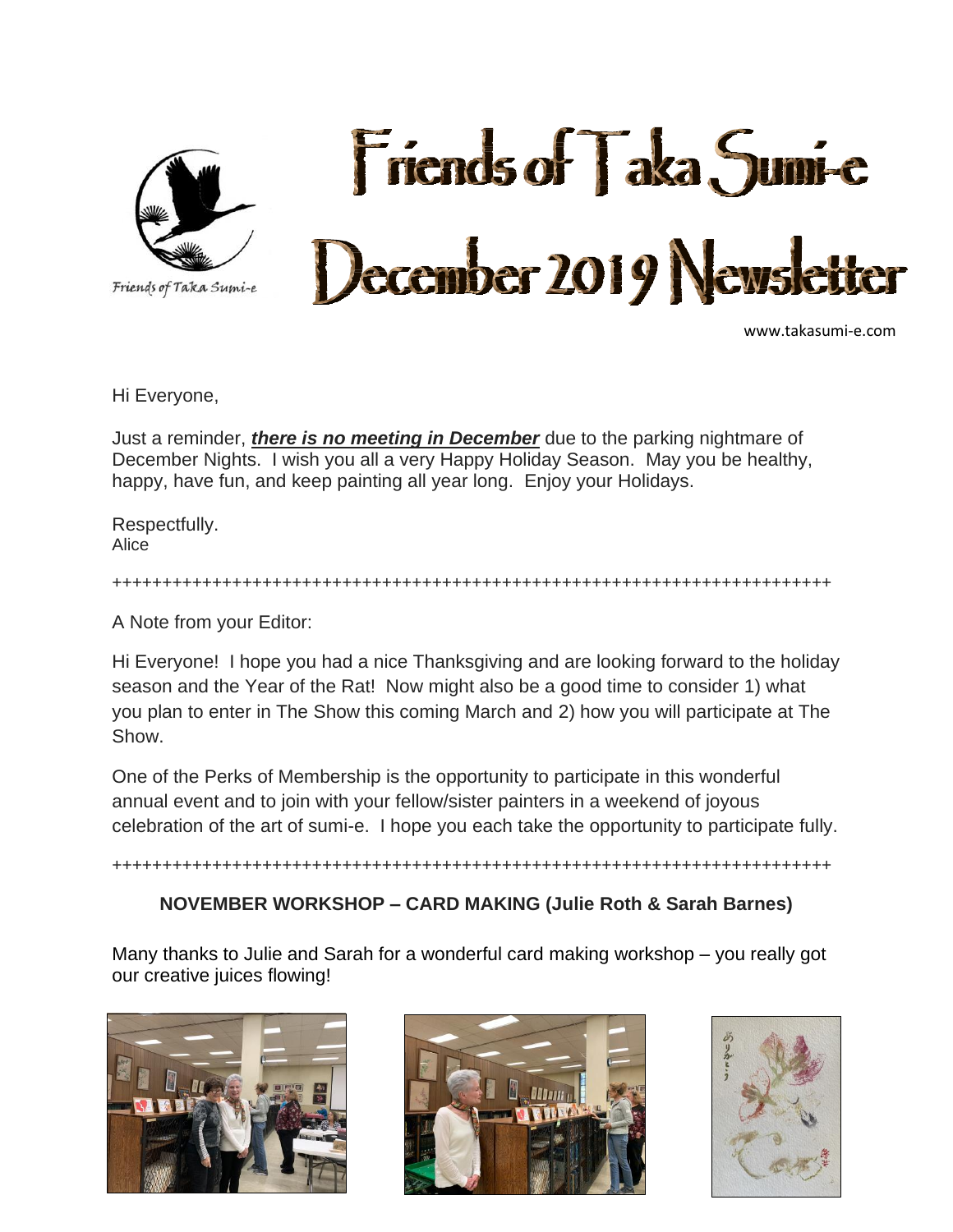# Friends of Taka Sumi-e December 2019 Newsletter

Friends of Taka Sumi-e

www.takasumi-e.com

Hi Everyone,

Just a reminder, ***there is no meeting in December*** due to the parking nightmare of December Nights. I wish you all a very Happy Holiday Season. May you be healthy, happy, have fun, and keep painting all year long. Enjoy your Holidays.

Respectfully.
Alice

++++++++++++++++++++++++++++++++++++++++++++++++++++++++++++++++++++++++++

A Note from your Editor:

Hi Everyone! I hope you had a nice Thanksgiving and are looking forward to the holiday season and the Year of the Rat! Now might also be a good time to consider 1) what you plan to enter in The Show this coming March and 2) how you will participate at The Show.

One of the Perks of Membership is the opportunity to participate in this wonderful annual event and to join with your fellow/sister painters in a weekend of joyous celebration of the art of sumi-e. I hope you each take the opportunity to participate fully.

++++++++++++++++++++++++++++++++++++++++++++++++++++++++++++++++++++++++++

**NOVEMBER WORKSHOP – CARD MAKING (Julie Roth & Sarah Barnes)**

Many thanks to Julie and Sarah for a wonderful card making workshop – you really got our creative juices flowing!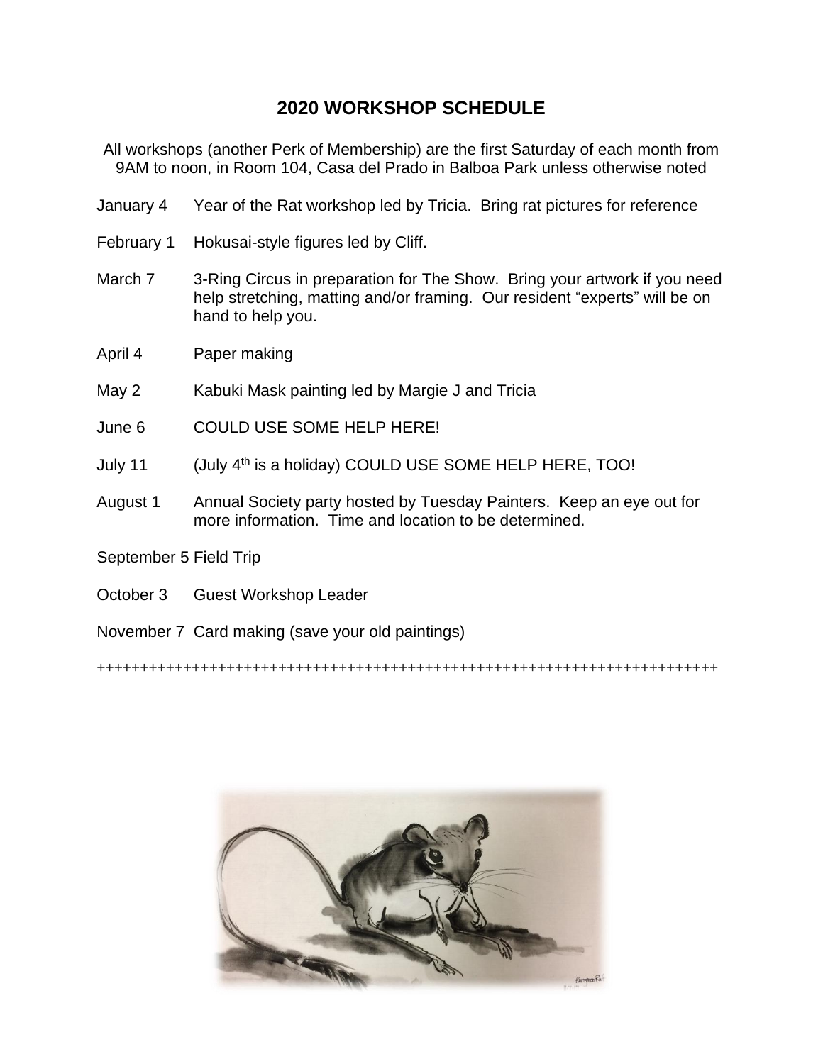## 2020 WORKSHOP SCHEDULE

All workshops (another Perk of Membership) are the first Saturday of each month from 9AM to noon, in Room 104, Casa del Prado in Balboa Park unless otherwise noted

| | |
|---|---|
| January 4 | Year of the Rat workshop led by Tricia. Bring rat pictures for reference |
| February 1 | Hokusai-style figures led by Cliff. |
| March 7 | 3-Ring Circus in preparation for The Show. Bring your artwork if you need help stretching, matting and/or framing. Our resident "experts" will be on hand to help you. |
| April 4 | Paper making |
| May 2 | Kabuki Mask painting led by Margie J and Tricia |
| June 6 | COULD USE SOME HELP HERE! |
| July 11 | (July 4th is a holiday) COULD USE SOME HELP HERE, TOO! |
| August 1 | Annual Society party hosted by Tuesday Painters. Keep an eye out for more information. Time and location to be determined. |
| September 5 | Field Trip |
| October 3 | Guest Workshop Leader |
| November 7 | Card making (save your old paintings) |

++++++++++++++++++++++++++++++++++++++++++++++++++++++++++++++++++++++++++++